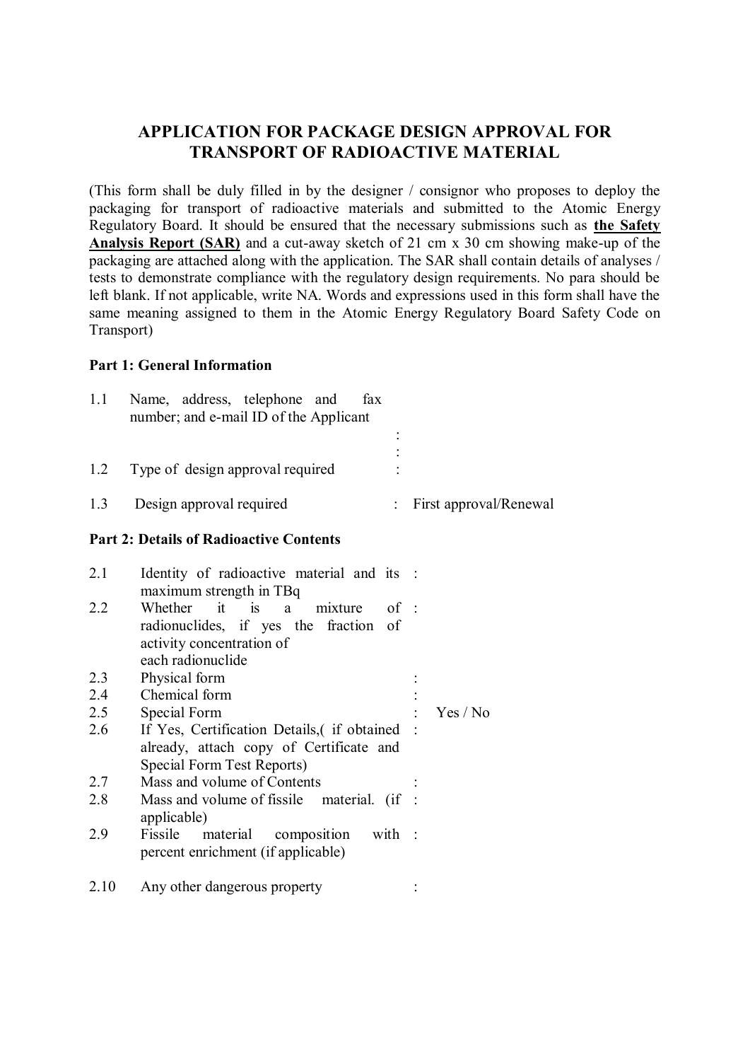# APPLICATION FOR PACKAGE DESIGN APPROVAL FOR TRANSPORT OF RADIOACTIVE MATERIAL

(This form shall be duly filled in by the designer / consignor who proposes to deploy the packaging for transport of radioactive materials and submitted to the Atomic Energy Regulatory Board. It should be ensured that the necessary submissions such as **the Safety Analysis Report (SAR)** and a cut-away sketch of 21 cm x 30 cm showing make-up of the packaging are attached along with the application. The SAR shall contain details of analyses / tests to demonstrate compliance with the regulatory design requirements. No para should be left blank. If not applicable, write NA. Words and expressions used in this form shall have the same meaning assigned to them in the Atomic Energy Regulatory Board Safety Code on Transport)

**Part 1: General Information**

| | | | |
|---|---|---|---|
| 1.1 | Name, address, telephone and fax number; and e-mail ID of the Applicant | : | |
| 1.2 | Type of design approval required | : | |
| 1.3 | Design approval required | : | First approval/Renewal |

**Part 2: Details of Radioactive Contents**

| | | | |
|---|---|---|---|
| 2.1 | Identity of radioactive material and its maximum strength in TBq | : | |
| 2.2 | Whether it is a mixture of radionuclides, if yes the fraction of activity concentration of each radionuclide | : | |
| 2.3 | Physical form | : | |
| 2.4 | Chemical form | : | |
| 2.5 | Special Form | : | Yes / No |
| 2.6 | If Yes, Certification Details,( if obtained already, attach copy of Certificate and Special Form Test Reports) | : | |
| 2.7 | Mass and volume of Contents | : | |
| 2.8 | Mass and volume of fissile material. (if applicable) | : | |
| 2.9 | Fissile material composition with percent enrichment (if applicable) | : | |
| 2.10 | Any other dangerous property | : | |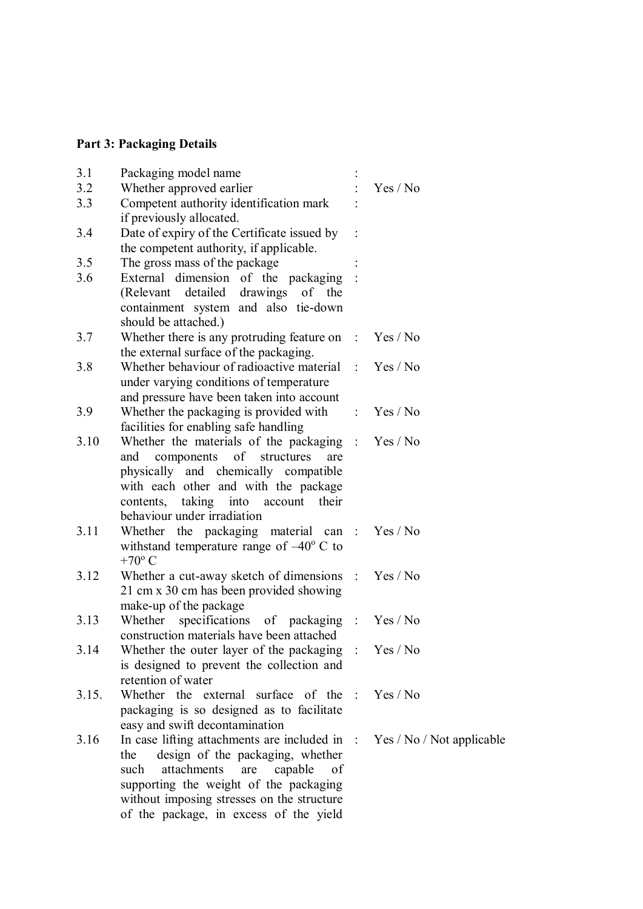**Part 3: Packaging Details**

| | | | |
|---|---|---|---|
| 3.1 | Packaging model name | : | |
| 3.2 | Whether approved earlier | : | Yes / No |
| 3.3 | Competent authority identification mark if previously allocated. | : | |
| 3.4 | Date of expiry of the Certificate issued by the competent authority, if applicable. | : | |
| 3.5 | The gross mass of the package | : | |
| 3.6 | External dimension of the packaging (Relevant detailed drawings of the containment system and also tie-down should be attached.) | : | |
| 3.7 | Whether there is any protruding feature on the external surface of the packaging. | : | Yes / No |
| 3.8 | Whether behaviour of radioactive material under varying conditions of temperature and pressure have been taken into account | : | Yes / No |
| 3.9 | Whether the packaging is provided with facilities for enabling safe handling | : | Yes / No |
| 3.10 | Whether the materials of the packaging and components of structures are physically and chemically compatible with each other and with the package contents, taking into account their behaviour under irradiation | : | Yes / No |
| 3.11 | Whether the packaging material can withstand temperature range of $-40^{o}$ C to $+70^{o}$ C | : | Yes / No |
| 3.12 | Whether a cut-away sketch of dimensions 21 cm x 30 cm has been provided showing make-up of the package | : | Yes / No |
| 3.13 | Whether specifications of packaging construction materials have been attached | : | Yes / No |
| 3.14 | Whether the outer layer of the packaging is designed to prevent the collection and retention of water | : | Yes / No |
| 3.15. | Whether the external surface of the packaging is so designed as to facilitate easy and swift decontamination | : | Yes / No |
| 3.16 | In case lifting attachments are included in the design of the packaging, whether such attachments are capable of supporting the weight of the packaging without imposing stresses on the structure of the package, in excess of the yield | : | Yes / No / Not applicable |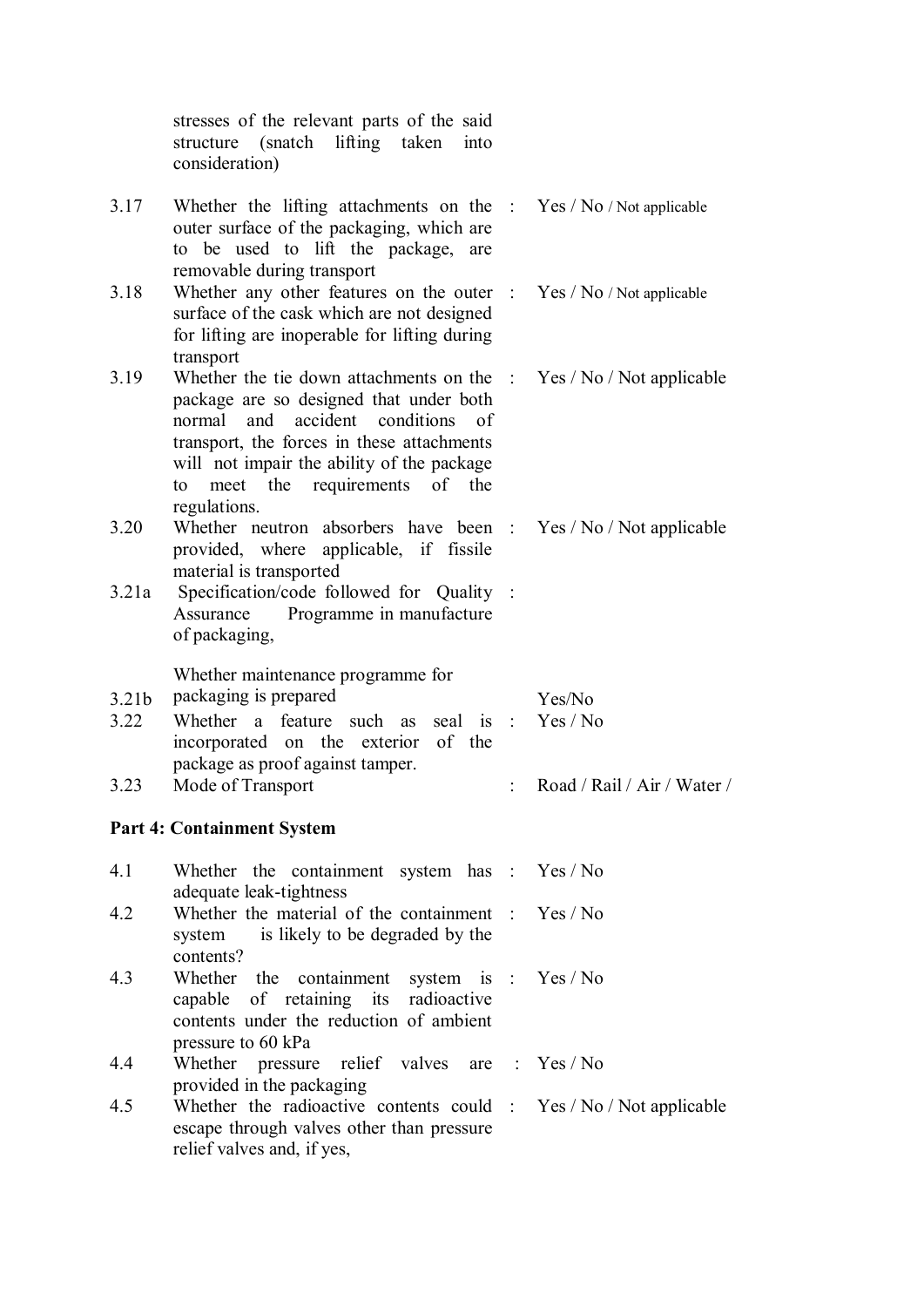| | | | |
|---|---|---|---|
| | stresses of the relevant parts of the said structure (snatch lifting taken into consideration) | | |
| 3.17 | Whether the lifting attachments on the outer surface of the packaging, which are to be used to lift the package, are removable during transport | : | Yes / No / Not applicable |
| 3.18 | Whether any other features on the outer surface of the cask which are not designed for lifting are inoperable for lifting during transport | : | Yes / No / Not applicable |
| 3.19 | Whether the tie down attachments on the package are so designed that under both normal and accident conditions of transport, the forces in these attachments will not impair the ability of the package to meet the requirements of the regulations. | : | Yes / No / Not applicable |
| 3.20 | Whether neutron absorbers have been provided, where applicable, if fissile material is transported | : | Yes / No / Not applicable |
| 3.21a | Specification/code followed for Quality Assurance Programme in manufacture of packaging, | : | |
| 3.21b | Whether maintenance programme for packaging is prepared | | Yes/No |
| 3.22 | Whether a feature such as seal is incorporated on the exterior of the package as proof against tamper. | : | Yes / No |
| 3.23 | Mode of Transport | : | Road / Rail / Air / Water / |

**Part 4: Containment System**

| | | | |
|---|---|---|---|
| 4.1 | Whether the containment system has adequate leak-tightness | : | Yes / No |
| 4.2 | Whether the material of the containment system is likely to be degraded by the contents? | : | Yes / No |
| 4.3 | Whether the containment system is capable of retaining its radioactive contents under the reduction of ambient pressure to 60 kPa | : | Yes / No |
| 4.4 | Whether pressure relief valves are provided in the packaging | : | Yes / No |
| 4.5 | Whether the radioactive contents could escape through valves other than pressure relief valves and, if yes, | : | Yes / No / Not applicable |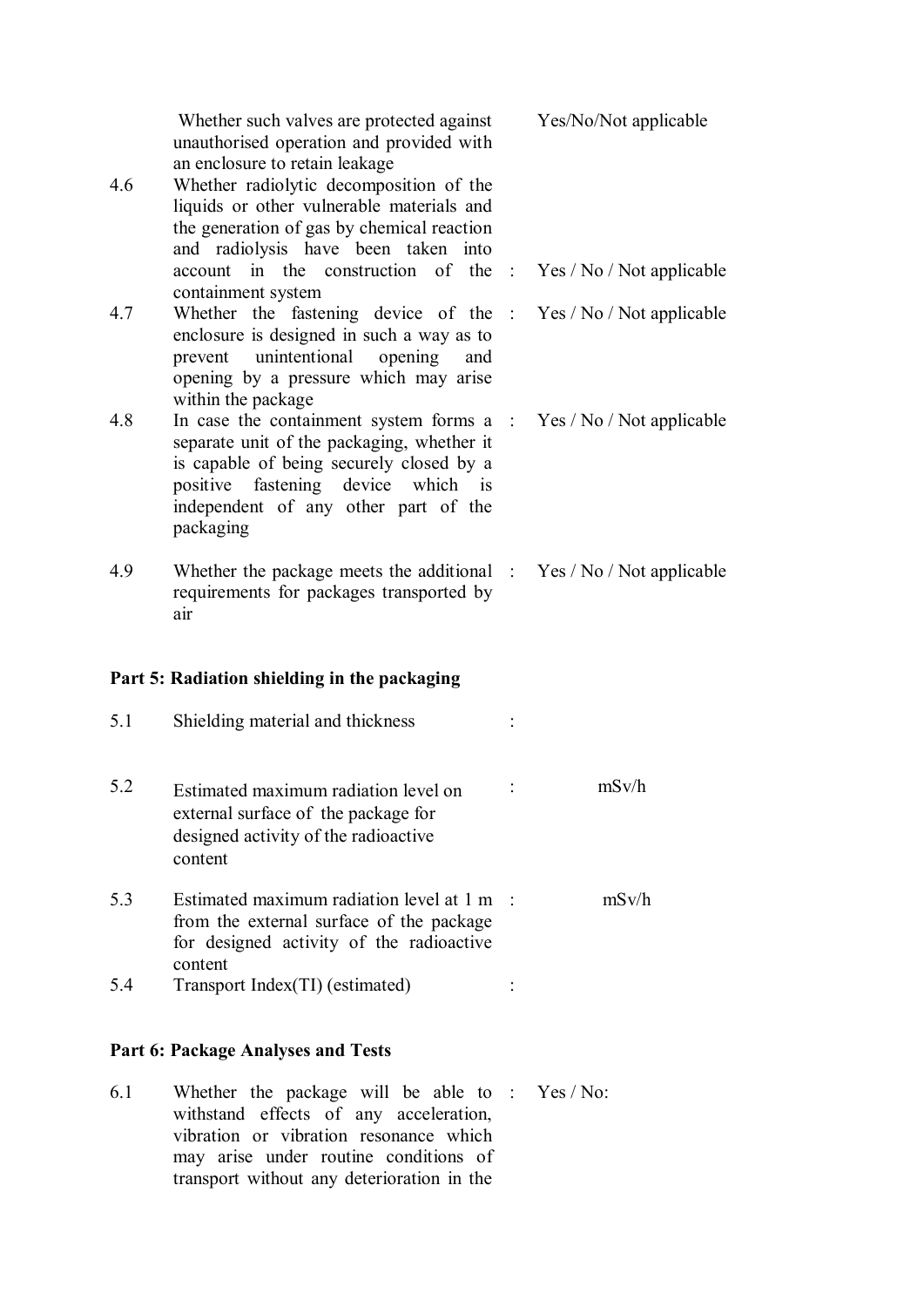| | | | |
|---|---|---|---|
| | Whether such valves are protected against unauthorised operation and provided with an enclosure to retain leakage | | Yes/No/Not applicable |
| 4.6 | Whether radiolytic decomposition of the liquids or other vulnerable materials and the generation of gas by chemical reaction and radiolysis have been taken into account in the construction of the containment system | : | Yes / No / Not applicable |
| 4.7 | Whether the fastening device of the enclosure is designed in such a way as to prevent unintentional opening and opening by a pressure which may arise within the package | : | Yes / No / Not applicable |
| 4.8 | In case the containment system forms a separate unit of the packaging, whether it is capable of being securely closed by a positive fastening device which is independent of any other part of the packaging | : | Yes / No / Not applicable |
| 4.9 | Whether the package meets the additional requirements for packages transported by air | : | Yes / No / Not applicable |

**Part 5: Radiation shielding in the packaging**

| | | | |
|---|---|---|---|
| 5.1 | Shielding material and thickness | : | |
| 5.2 | Estimated maximum radiation level on external surface of the package for designed activity of the radioactive content | : | mSv/h |
| 5.3 | Estimated maximum radiation level at 1 m from the external surface of the package for designed activity of the radioactive content | : | mSv/h |
| 5.4 | Transport Index(TI) (estimated) | : | |

**Part 6: Package Analyses and Tests**

| | | | |
|---|---|---|---|
| 6.1 | Whether the package will be able to withstand effects of any acceleration, vibration or vibration resonance which may arise under routine conditions of transport without any deterioration in the | : | Yes / No: |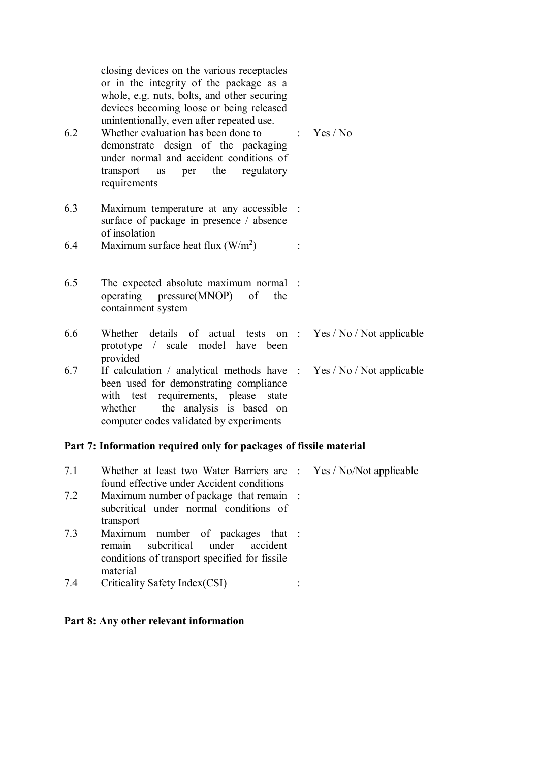|  |  |  |  |
|---|---|---|---|
|  | closing devices on the various receptacles or in the integrity of the package as a whole, e.g. nuts, bolts, and other securing devices becoming loose or being released unintentionally, even after repeated use. |  |  |
| 6.2 | Whether evaluation has been done to demonstrate design of the packaging under normal and accident conditions of transport as per the regulatory requirements | : | Yes / No |
| 6.3 | Maximum temperature at any accessible surface of package in presence / absence of insolation | : |  |
| 6.4 | Maximum surface heat flux ($W/m^2$) | : |  |
| 6.5 | The expected absolute maximum normal operating pressure(MNOP) of the containment system | : |  |
| 6.6 | Whether details of actual tests on prototype / scale model have been provided | : | Yes / No / Not applicable |
| 6.7 | If calculation / analytical methods have been used for demonstrating compliance with test requirements, please state whether the analysis is based on computer codes validated by experiments | : | Yes / No / Not applicable |

**Part 7: Information required only for packages of fissile material**

|  |  |  |  |
|---|---|---|---|
| 7.1 | Whether at least two Water Barriers are found effective under Accident conditions | : | Yes / No/Not applicable |
| 7.2 | Maximum number of package that remain subcritical under normal conditions of transport | : |  |
| 7.3 | Maximum number of packages that remain subcritical under accident conditions of transport specified for fissile material | : |  |
| 7.4 | Criticality Safety Index(CSI) | : |  |

**Part 8: Any other relevant information**